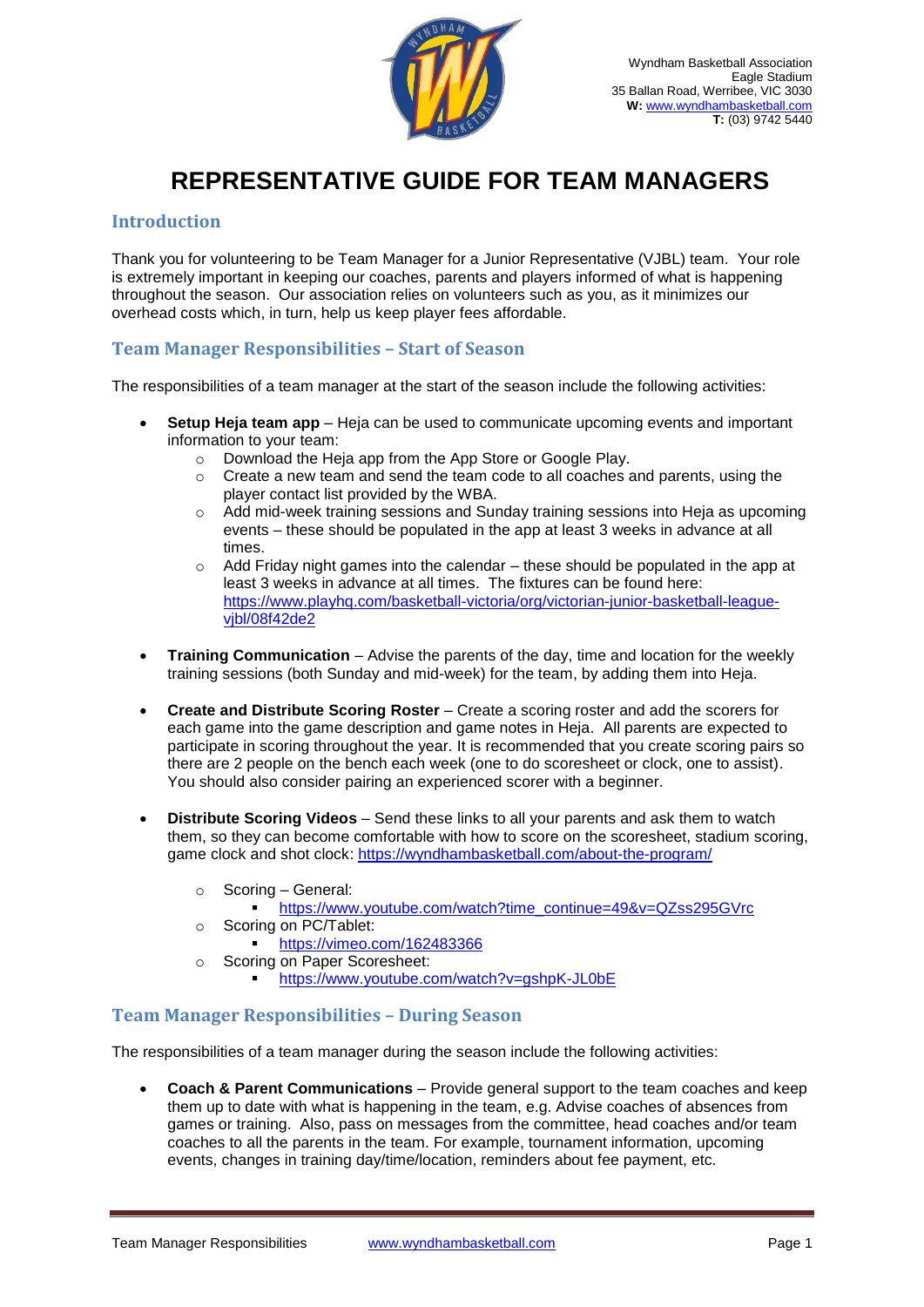Wyndham Basketball Association
Eagle Stadium
35 Ballan Road, Werribee, VIC 3030
**W:** www.wyndhambasketball.com
**T:** (03) 9742 5440

# REPRESENTATIVE GUIDE FOR TEAM MANAGERS

## Introduction

Thank you for volunteering to be Team Manager for a Junior Representative (VJBL) team. Your role is extremely important in keeping our coaches, parents and players informed of what is happening throughout the season. Our association relies on volunteers such as you, as it minimizes our overhead costs which, in turn, help us keep player fees affordable.

## Team Manager Responsibilities – Start of Season

The responsibilities of a team manager at the start of the season include the following activities:

- **Setup Heja team app** – Heja can be used to communicate upcoming events and important information to your team:
  - Download the Heja app from the App Store or Google Play.
  - Create a new team and send the team code to all coaches and parents, using the player contact list provided by the WBA.
  - Add mid-week training sessions and Sunday training sessions into Heja as upcoming events – these should be populated in the app at least 3 weeks in advance at all times.
  - Add Friday night games into the calendar – these should be populated in the app at least 3 weeks in advance at all times. The fixtures can be found here: https://www.playhq.com/basketball-victoria/org/victorian-junior-basketball-league-vjbl/08f42de2

- **Training Communication** – Advise the parents of the day, time and location for the weekly training sessions (both Sunday and mid-week) for the team, by adding them into Heja.

- **Create and Distribute Scoring Roster** – Create a scoring roster and add the scorers for each game into the game description and game notes in Heja. All parents are expected to participate in scoring throughout the year. It is recommended that you create scoring pairs so there are 2 people on the bench each week (one to do scoresheet or clock, one to assist). You should also consider pairing an experienced scorer with a beginner.

- **Distribute Scoring Videos** – Send these links to all your parents and ask them to watch them, so they can become comfortable with how to score on the scoresheet, stadium scoring, game clock and shot clock: https://wyndhambasketball.com/about-the-program/
  - Scoring – General:
    - https://www.youtube.com/watch?time_continue=49&v=QZss295GVrc
  - Scoring on PC/Tablet:
    - https://vimeo.com/162483366
  - Scoring on Paper Scoresheet:
    - https://www.youtube.com/watch?v=gshpK-JL0bE

## Team Manager Responsibilities – During Season

The responsibilities of a team manager during the season include the following activities:

- **Coach & Parent Communications** – Provide general support to the team coaches and keep them up to date with what is happening in the team, e.g. Advise coaches of absences from games or training. Also, pass on messages from the committee, head coaches and/or team coaches to all the parents in the team. For example, tournament information, upcoming events, changes in training day/time/location, reminders about fee payment, etc.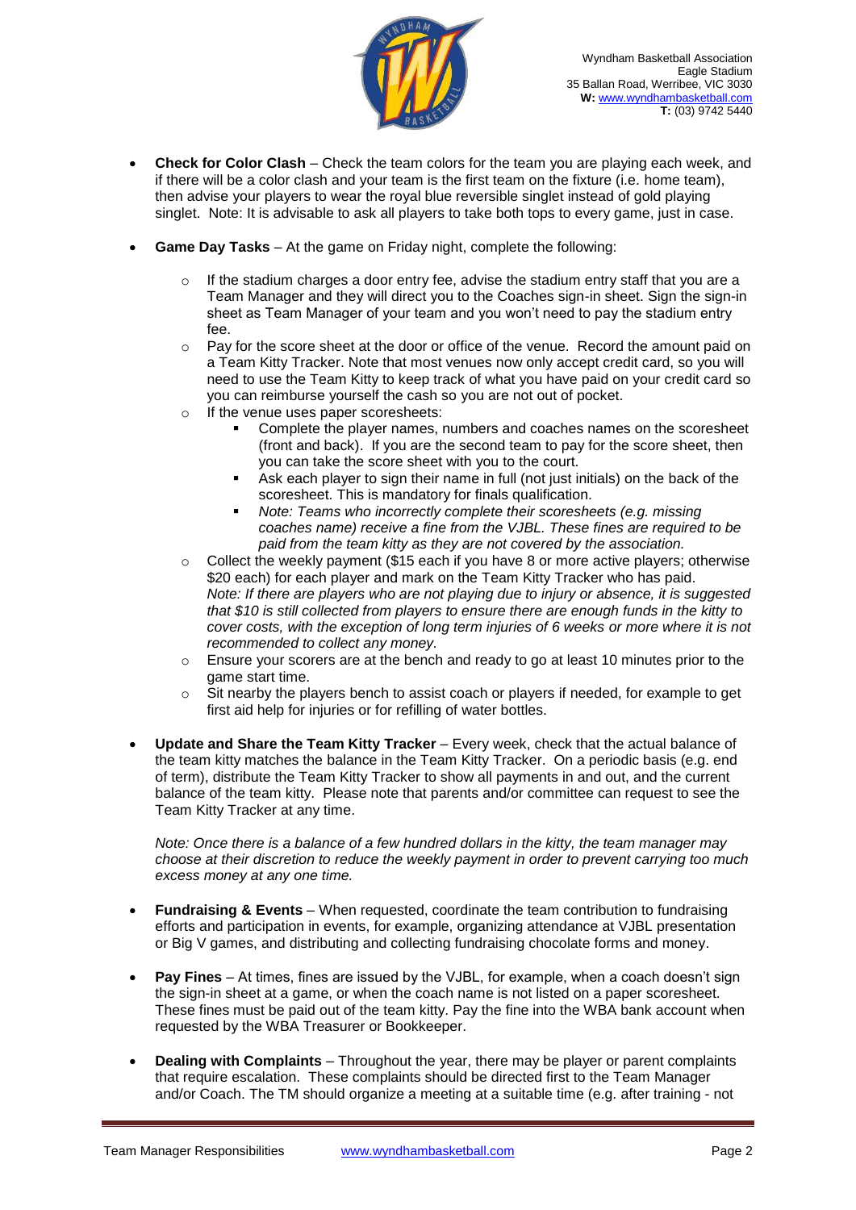- **Check for Color Clash** – Check the team colors for the team you are playing each week, and if there will be a color clash and your team is the first team on the fixture (i.e. home team), then advise your players to wear the royal blue reversible singlet instead of gold playing singlet. Note: It is advisable to ask all players to take both tops to every game, just in case.

- **Game Day Tasks** – At the game on Friday night, complete the following:

    - If the stadium charges a door entry fee, advise the stadium entry staff that you are a Team Manager and they will direct you to the Coaches sign-in sheet. Sign the sign-in sheet as Team Manager of your team and you won't need to pay the stadium entry fee.
    - Pay for the score sheet at the door or office of the venue. Record the amount paid on a Team Kitty Tracker. Note that most venues now only accept credit card, so you will need to use the Team Kitty to keep track of what you have paid on your credit card so you can reimburse yourself the cash so you are not out of pocket.
    - If the venue uses paper scoresheets:
        - Complete the player names, numbers and coaches names on the scoresheet (front and back). If you are the second team to pay for the score sheet, then you can take the score sheet with you to the court.
        - Ask each player to sign their name in full (not just initials) on the back of the scoresheet. This is mandatory for finals qualification.
        - *Note: Teams who incorrectly complete their scoresheets (e.g. missing coaches name) receive a fine from the VJBL. These fines are required to be paid from the team kitty as they are not covered by the association.*
    - Collect the weekly payment ($15 each if you have 8 or more active players; otherwise $20 each) for each player and mark on the Team Kitty Tracker who has paid. *Note: If there are players who are not playing due to injury or absence, it is suggested that $10 is still collected from players to ensure there are enough funds in the kitty to cover costs, with the exception of long term injuries of 6 weeks or more where it is not recommended to collect any money.*
    - Ensure your scorers are at the bench and ready to go at least 10 minutes prior to the game start time.
    - Sit nearby the players bench to assist coach or players if needed, for example to get first aid help for injuries or for refilling of water bottles.

- **Update and Share the Team Kitty Tracker** – Every week, check that the actual balance of the team kitty matches the balance in the Team Kitty Tracker. On a periodic basis (e.g. end of term), distribute the Team Kitty Tracker to show all payments in and out, and the current balance of the team kitty. Please note that parents and/or committee can request to see the Team Kitty Tracker at any time.

  *Note: Once there is a balance of a few hundred dollars in the kitty, the team manager may choose at their discretion to reduce the weekly payment in order to prevent carrying too much excess money at any one time.*

- **Fundraising & Events** – When requested, coordinate the team contribution to fundraising efforts and participation in events, for example, organizing attendance at VJBL presentation or Big V games, and distributing and collecting fundraising chocolate forms and money.

- **Pay Fines** – At times, fines are issued by the VJBL, for example, when a coach doesn't sign the sign-in sheet at a game, or when the coach name is not listed on a paper scoresheet. These fines must be paid out of the team kitty. Pay the fine into the WBA bank account when requested by the WBA Treasurer or Bookkeeper.

- **Dealing with Complaints** – Throughout the year, there may be player or parent complaints that require escalation. These complaints should be directed first to the Team Manager and/or Coach. The TM should organize a meeting at a suitable time (e.g. after training - not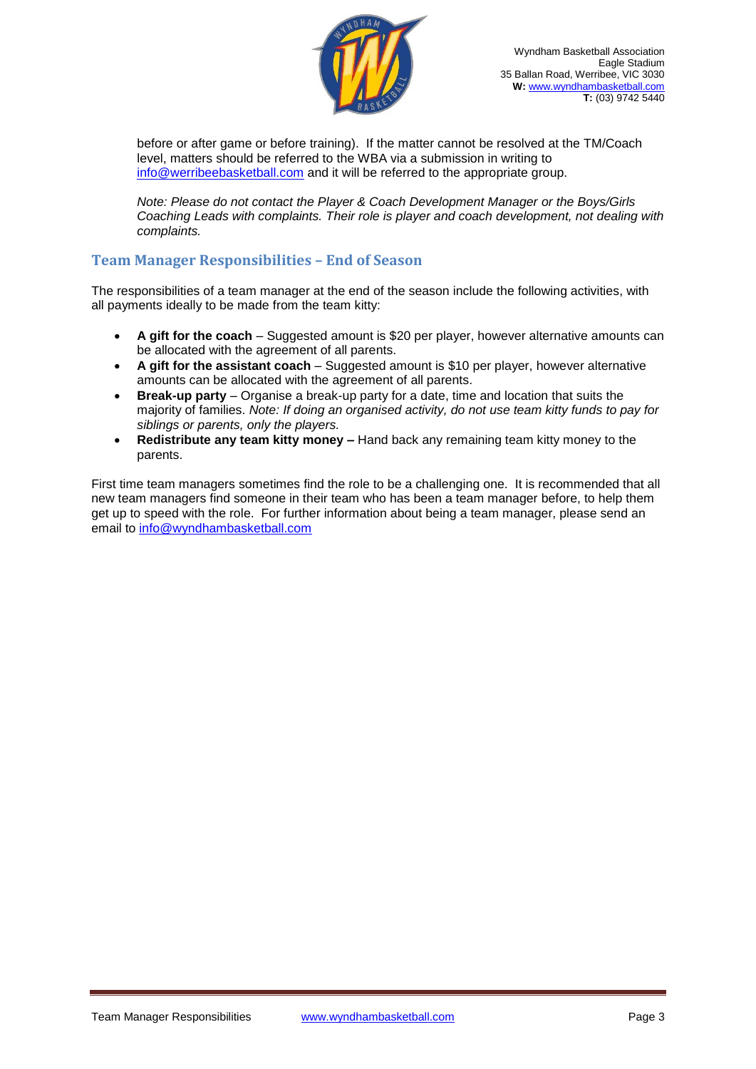before or after game or before training). If the matter cannot be resolved at the TM/Coach level, matters should be referred to the WBA via a submission in writing to info@werribeebasketball.com and it will be referred to the appropriate group.

*Note: Please do not contact the Player & Coach Development Manager or the Boys/Girls Coaching Leads with complaints. Their role is player and coach development, not dealing with complaints.*

## Team Manager Responsibilities – End of Season

The responsibilities of a team manager at the end of the season include the following activities, with all payments ideally to be made from the team kitty:

- **A gift for the coach** – Suggested amount is $20 per player, however alternative amounts can be allocated with the agreement of all parents.
- **A gift for the assistant coach** – Suggested amount is $10 per player, however alternative amounts can be allocated with the agreement of all parents.
- **Break-up party** – Organise a break-up party for a date, time and location that suits the majority of families. *Note: If doing an organised activity, do not use team kitty funds to pay for siblings or parents, only the players.*
- **Redistribute any team kitty money –** Hand back any remaining team kitty money to the parents.

First time team managers sometimes find the role to be a challenging one. It is recommended that all new team managers find someone in their team who has been a team manager before, to help them get up to speed with the role. For further information about being a team manager, please send an email to info@wyndhambasketball.com